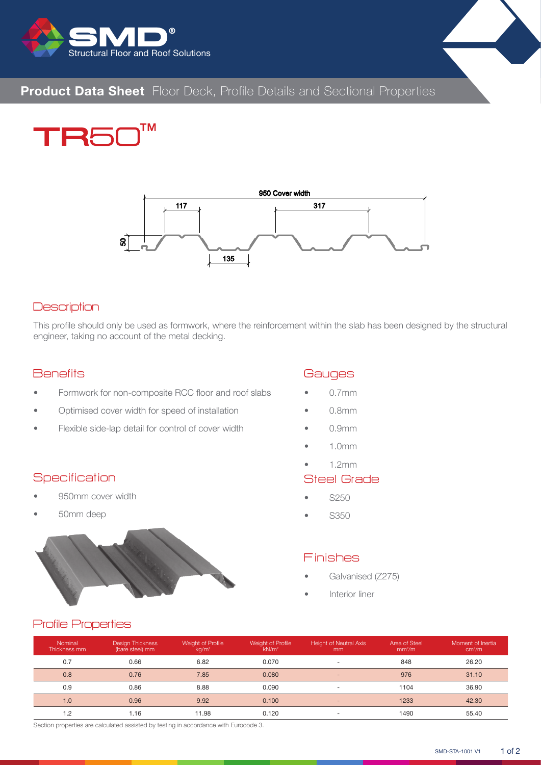# TR50™

## Product Data Sheet Floor Deck, Profile Details and Sectional Properties

950 Cover width

117

317

50

135

## Description

This profile should only be used as formwork, where the reinforcement within the slab has been designed by the structural engineer, taking no account of the metal decking.

## Benefits

- Formwork for non-composite RCC floor and roof slabs
- Optimised cover width for speed of installation
- Flexible side-lap detail for control of cover width

## Specification

- 950mm cover width
- 50mm deep

## Gauges

- 0.7mm
- 0.8mm
- 0.9mm
- 1.0mm
- 1.2mm

## Steel Grade

- S250
- S350

## Finishes

- Galvanised (Z275)
- Interior liner

## Profile Properties

| Nominal Thickness mm | Design Thickness (bare steel) mm | Weight of Profile kg/m² | Weight of Profile kN/m² | Height of Neutral Axis mm | Area of Steel mm²/m | Moment of Inertia cm⁴/m |
|---|---|---|---|---|---|---|
| 0.7 | 0.66 | 6.82 | 0.070 | - | 848 | 26.20 |
| 0.8 | 0.76 | 7.85 | 0.080 | - | 976 | 31.10 |
| 0.9 | 0.86 | 8.88 | 0.090 | - | 1104 | 36.90 |
| 1.0 | 0.96 | 9.92 | 0.100 | - | 1233 | 42.30 |
| 1.2 | 1.16 | 11.98 | 0.120 | - | 1490 | 55.40 |

Section properties are calculated assisted by testing in accordance with Eurocode 3.

SMD-STA-1001 V1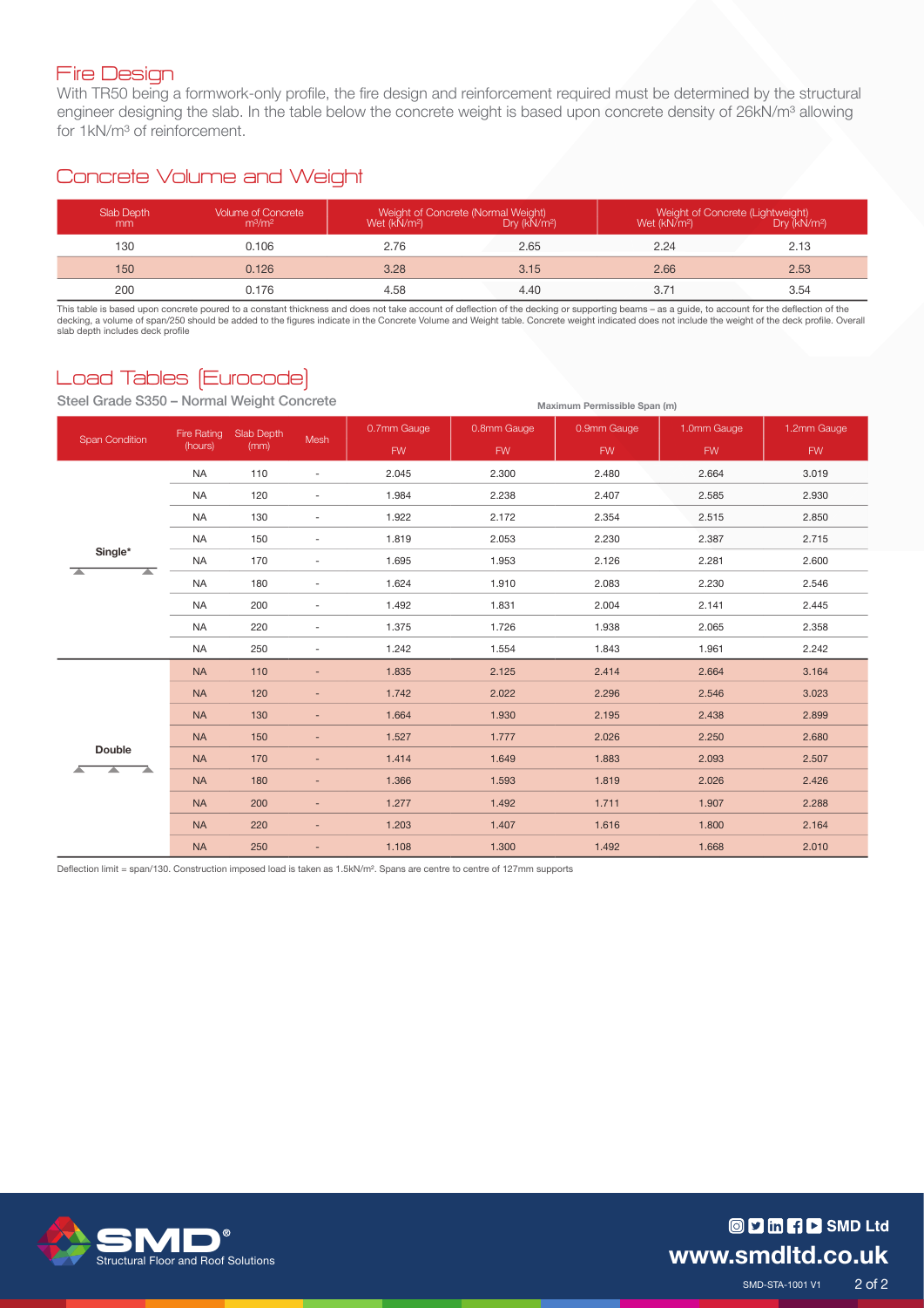## Fire Design

With TR50 being a formwork-only profile, the fire design and reinforcement required must be determined by the structural engineer designing the slab. In the table below the concrete weight is based upon concrete density of $26kN/m^3$ allowing for $1kN/m^3$ of reinforcement.

## Concrete Volume and Weight

| Slab Depth mm | Volume of Concrete $m^3/m^2$ | Weight of Concrete (Normal Weight) Wet ($kN/m^2$) | Dry ($kN/m^2$) | Weight of Concrete (Lightweight) Wet ($kN/m^2$) | Dry ($kN/m^2$) |
|---|---|---|---|---|---|
| 130 | 0.106 | 2.76 | 2.65 | 2.24 | 2.13 |
| 150 | 0.126 | 3.28 | 3.15 | 2.66 | 2.53 |
| 200 | 0.176 | 4.58 | 4.40 | 3.71 | 3.54 |

This table is based upon concrete poured to a constant thickness and does not take account of deflection of the decking or supporting beams – as a guide, to account for the deflection of the decking, a volume of span/250 should be added to the figures indicate in the Concrete Volume and Weight table. Concrete weight indicated does not include the weight of the deck profile. Overall slab depth includes deck profile

## Load Tables (Eurocode)

**Steel Grade S350 – Normal Weight Concrete**

| Span Condition | Fire Rating (hours) | Slab Depth (mm) | Mesh | Maximum Permissible Span (m) 0.7mm Gauge FW | 0.8mm Gauge FW | 0.9mm Gauge FW | 1.0mm Gauge FW | 1.2mm Gauge FW |
|---|---|---|---|---|---|---|---|---|
| Single* | NA | 110 | - | 2.045 | 2.300 | 2.480 | 2.664 | 3.019 |
| | NA | 120 | - | 1.984 | 2.238 | 2.407 | 2.585 | 2.930 |
| | NA | 130 | - | 1.922 | 2.172 | 2.354 | 2.515 | 2.850 |
| | NA | 150 | - | 1.819 | 2.053 | 2.230 | 2.387 | 2.715 |
| | NA | 170 | - | 1.695 | 1.953 | 2.126 | 2.281 | 2.600 |
| | NA | 180 | - | 1.624 | 1.910 | 2.083 | 2.230 | 2.546 |
| | NA | 200 | - | 1.492 | 1.831 | 2.004 | 2.141 | 2.445 |
| | NA | 220 | - | 1.375 | 1.726 | 1.938 | 2.065 | 2.358 |
| | NA | 250 | - | 1.242 | 1.554 | 1.843 | 1.961 | 2.242 |
| Double | NA | 110 | - | 1.835 | 2.125 | 2.414 | 2.664 | 3.164 |
| | NA | 120 | - | 1.742 | 2.022 | 2.296 | 2.546 | 3.023 |
| | NA | 130 | - | 1.664 | 1.930 | 2.195 | 2.438 | 2.899 |
| | NA | 150 | - | 1.527 | 1.777 | 2.026 | 2.250 | 2.680 |
| | NA | 170 | - | 1.414 | 1.649 | 1.883 | 2.093 | 2.507 |
| | NA | 180 | - | 1.366 | 1.593 | 1.819 | 2.026 | 2.426 |
| | NA | 200 | - | 1.277 | 1.492 | 1.711 | 1.907 | 2.288 |
| | NA | 220 | - | 1.203 | 1.407 | 1.616 | 1.800 | 2.164 |
| | NA | 250 | - | 1.108 | 1.300 | 1.492 | 1.668 | 2.010 |

Deflection limit = span/130. Construction imposed load is taken as $1.5kN/m^2$. Spans are centre to centre of 127mm supports

SMD Structural Floor and Roof Solutions

SMD Ltd
www.smdltd.co.uk

SMD-STA-1001 V1